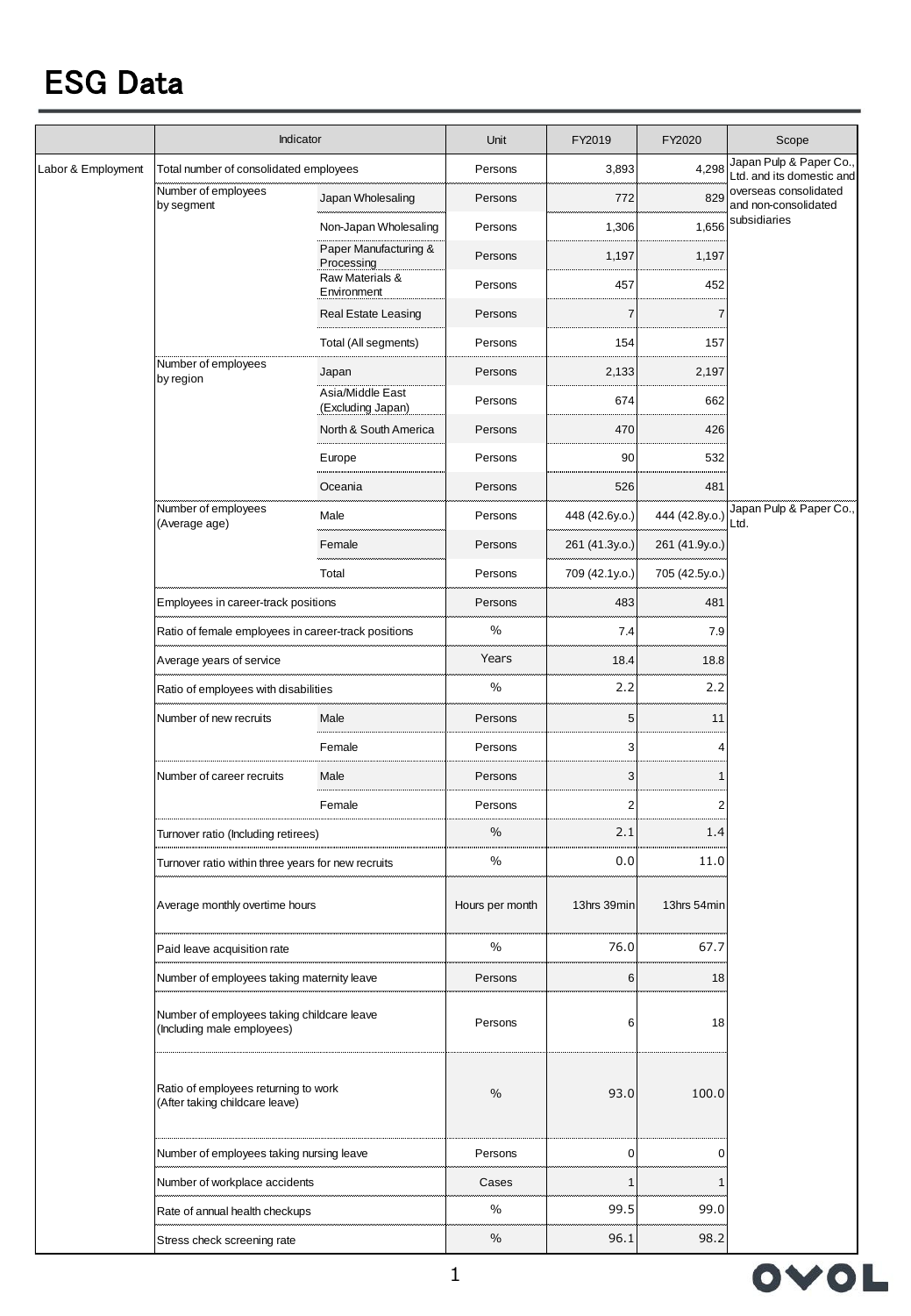# ESG Data

| | Indicator | | Unit | FY2019 | FY2020 | Scope |
|---|---|---|---|---|---|---|
| Labor & Employment | Total number of consolidated employees | | Persons | 3,893 | 4,298 | Japan Pulp & Paper Co., Ltd. and its domestic and overseas consolidated and non-consolidated subsidiaries |
| | Number of employees by segment | Japan Wholesaling | Persons | 772 | 829 | |
| | | Non-Japan Wholesaling | Persons | 1,306 | 1,656 | |
| | | Paper Manufacturing & Processing | Persons | 1,197 | 1,197 | |
| | | Raw Materials & Environment | Persons | 457 | 452 | |
| | | Real Estate Leasing | Persons | 7 | 7 | |
| | | Total (All segments) | Persons | 154 | 157 | |
| | Number of employees by region | Japan | Persons | 2,133 | 2,197 | |
| | | Asia/Middle East (Excluding Japan) | Persons | 674 | 662 | |
| | | North & South America | Persons | 470 | 426 | |
| | | Europe | Persons | 90 | 532 | |
| | | Oceania | Persons | 526 | 481 | |
| | Number of employees (Average age) | Male | Persons | 448 (42.6y.o.) | 444 (42.8y.o.) | Japan Pulp & Paper Co., Ltd. |
| | | Female | Persons | 261 (41.3y.o.) | 261 (41.9y.o.) | |
| | | Total | Persons | 709 (42.1y.o.) | 705 (42.5y.o.) | |
| | Employees in career-track positions | | Persons | 483 | 481 | |
| | Ratio of female employees in career-track positions | | % | 7.4 | 7.9 | |
| | Average years of service | | Years | 18.4 | 18.8 | |
| | Ratio of employees with disabilities | | % | 2.2 | 2.2 | |
| | Number of new recruits | Male | Persons | 5 | 11 | |
| | | Female | Persons | 3 | 4 | |
| | Number of career recruits | Male | Persons | 3 | 1 | |
| | | Female | Persons | 2 | 2 | |
| | Turnover ratio (Including retirees) | | % | 2.1 | 1.4 | |
| | Turnover ratio within three years for new recruits | | % | 0.0 | 11.0 | |
| | Average monthly overtime hours | | Hours per month | 13hrs 39min | 13hrs 54min | |
| | Paid leave acquisition rate | | % | 76.0 | 67.7 | |
| | Number of employees taking maternity leave | | Persons | 6 | 18 | |
| | Number of employees taking childcare leave (Including male employees) | | Persons | 6 | 18 | |
| | Ratio of employees returning to work (After taking childcare leave) | | % | 93.0 | 100.0 | |
| | Number of employees taking nursing leave | | Persons | 0 | 0 | |
| | Number of workplace accidents | | Cases | 1 | 1 | |
| | Rate of annual health checkups | | % | 99.5 | 99.0 | |
| | Stress check screening rate | | % | 96.1 | 98.2 | |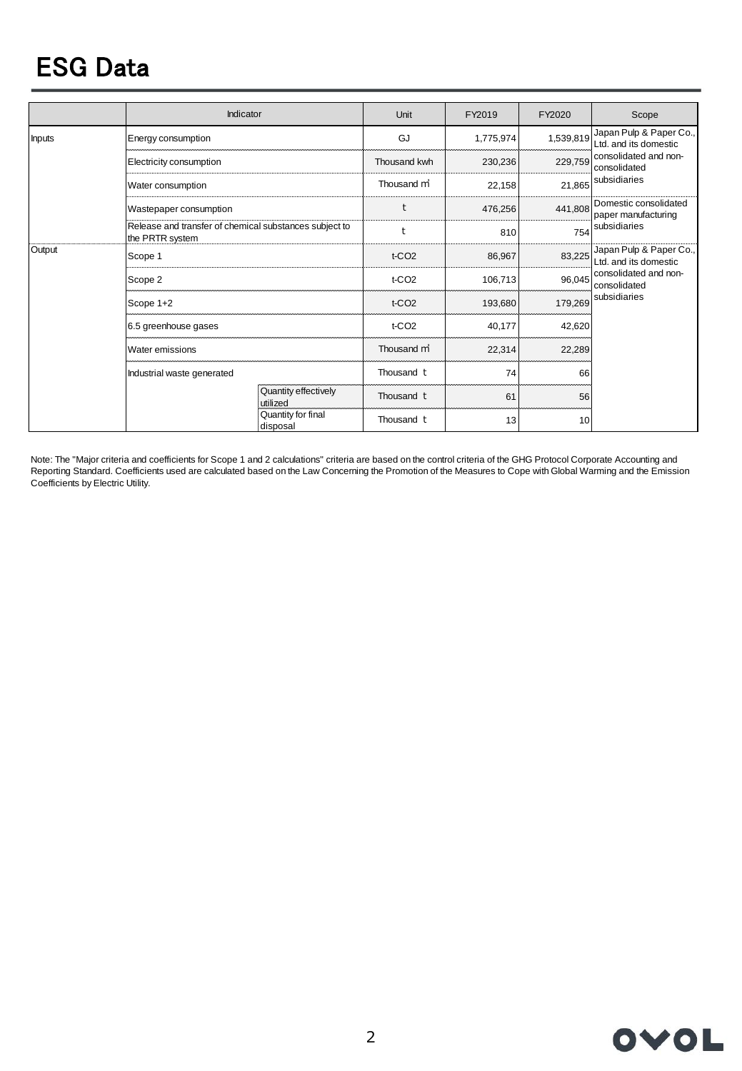# ESG Data

| | Indicator | | Unit | FY2019 | FY2020 | Scope |
|---|---|---|---|---|---|---|
| Inputs | Energy consumption | | GJ | 1,775,974 | 1,539,819 | Japan Pulp & Paper Co., Ltd. and its domestic consolidated and non-consolidated subsidiaries |
| | Electricity consumption | | Thousand kwh | 230,236 | 229,759 | |
| | Water consumption | | Thousand ㎥ | 22,158 | 21,865 | |
| | Wastepaper consumption | | t | 476,256 | 441,808 | Domestic consolidated paper manufacturing subsidiaries |
| | Release and transfer of chemical substances subject to the PRTR system | | t | 810 | 754 | |
| Output | Scope 1 | | t-CO2 | 86,967 | 83,225 | Japan Pulp & Paper Co., Ltd. and its domestic consolidated and non-consolidated subsidiaries |
| | Scope 2 | | t-CO2 | 106,713 | 96,045 | |
| | Scope 1+2 | | t-CO2 | 193,680 | 179,269 | |
| | 6.5 greenhouse gases | | t-CO2 | 40,177 | 42,620 | |
| | Water emissions | | Thousand ㎥ | 22,314 | 22,289 | |
| | Industrial waste generated | | Thousand t | 74 | 66 | |
| | | Quantity effectively utilized | Thousand t | 61 | 56 | |
| | | Quantity for final disposal | Thousand t | 13 | 10 | |

Note: The "Major criteria and coefficients for Scope 1 and 2 calculations" criteria are based on the control criteria of the GHG Protocol Corporate Accounting and Reporting Standard. Coefficients used are calculated based on the Law Concerning the Promotion of the Measures to Cope with Global Warming and the Emission Coefficients by Electric Utility.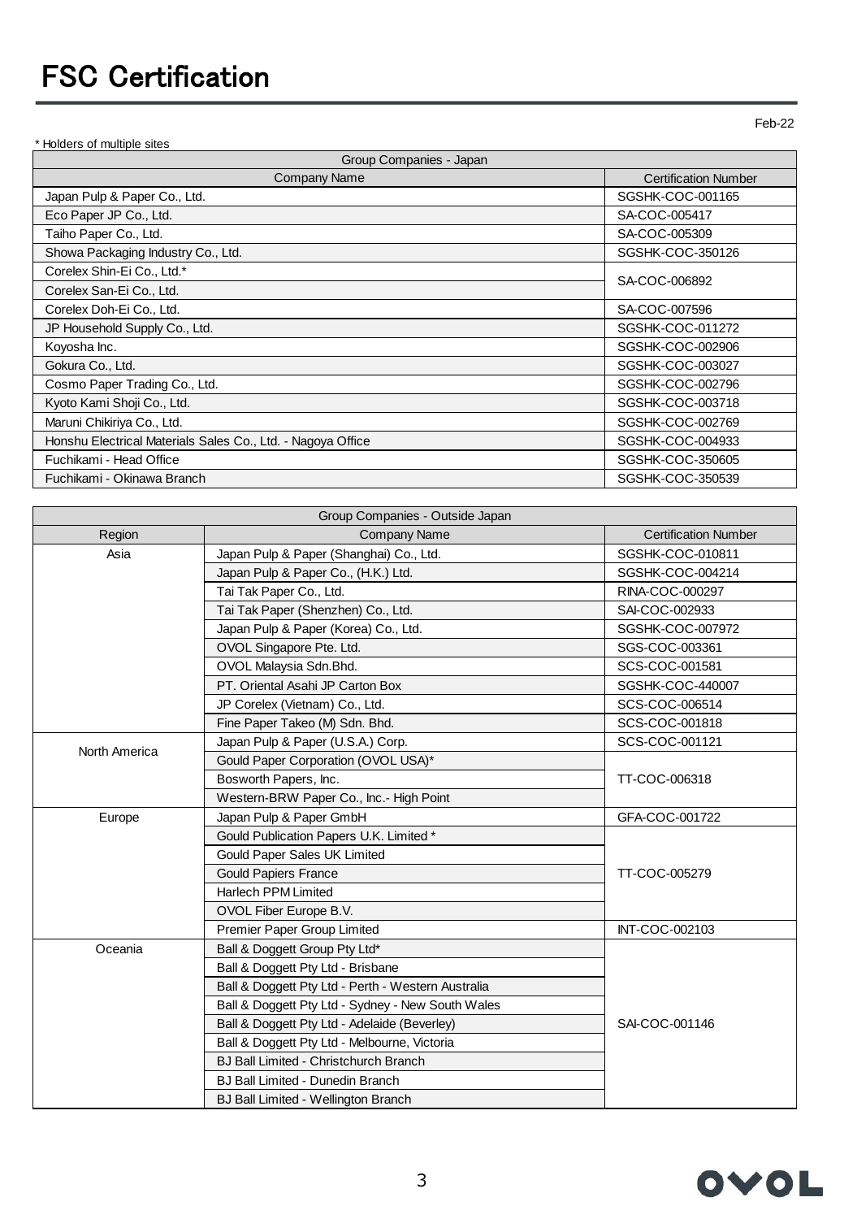# FSC Certification

Feb-22

\* Holders of multiple sites

| Group Companies - Japan | |
|---|---|
| Company Name | Certification Number |
| Japan Pulp & Paper Co., Ltd. | SGSHK-COC-001165 |
| Eco Paper JP Co., Ltd. | SA-COC-005417 |
| Taiho Paper Co., Ltd. | SA-COC-005309 |
| Showa Packaging Industry Co., Ltd. | SGSHK-COC-350126 |
| Corelex Shin-Ei Co., Ltd.* | SA-COC-006892 |
| Corelex San-Ei Co., Ltd. | |
| Corelex Doh-Ei Co., Ltd. | SA-COC-007596 |
| JP Household Supply Co., Ltd. | SGSHK-COC-011272 |
| Koyosha Inc. | SGSHK-COC-002906 |
| Gokura Co., Ltd. | SGSHK-COC-003027 |
| Cosmo Paper Trading Co., Ltd. | SGSHK-COC-002796 |
| Kyoto Kami Shoji Co., Ltd. | SGSHK-COC-003718 |
| Maruni Chikiriya Co., Ltd. | SGSHK-COC-002769 |
| Honshu Electrical Materials Sales Co., Ltd. - Nagoya Office | SGSHK-COC-004933 |
| Fuchikami - Head Office | SGSHK-COC-350605 |
| Fuchikami - Okinawa Branch | SGSHK-COC-350539 |

| Group Companies - Outside Japan | | |
|---|---|---|
| Region | Company Name | Certification Number |
| Asia | Japan Pulp & Paper (Shanghai) Co., Ltd. | SGSHK-COC-010811 |
| | Japan Pulp & Paper Co., (H.K.) Ltd. | SGSHK-COC-004214 |
| | Tai Tak Paper Co., Ltd. | RINA-COC-000297 |
| | Tai Tak Paper (Shenzhen) Co., Ltd. | SAI-COC-002933 |
| | Japan Pulp & Paper (Korea) Co., Ltd. | SGSHK-COC-007972 |
| | OVOL Singapore Pte. Ltd. | SGS-COC-003361 |
| | OVOL Malaysia Sdn.Bhd. | SCS-COC-001581 |
| | PT. Oriental Asahi JP Carton Box | SGSHK-COC-440007 |
| | JP Corelex (Vietnam) Co., Ltd. | SCS-COC-006514 |
| | Fine Paper Takeo (M) Sdn. Bhd. | SCS-COC-001818 |
| North America | Japan Pulp & Paper (U.S.A.) Corp. | SCS-COC-001121 |
| | Gould Paper Corporation (OVOL USA)* | TT-COC-006318 |
| | Bosworth Papers, Inc. | |
| | Western-BRW Paper Co., Inc.- High Point | |
| Europe | Japan Pulp & Paper GmbH | GFA-COC-001722 |
| | Gould Publication Papers U.K. Limited * | TT-COC-005279 |
| | Gould Paper Sales UK Limited | |
| | Gould Papiers France | |
| | Harlech PPM Limited | |
| | OVOL Fiber Europe B.V. | |
| | Premier Paper Group Limited | INT-COC-002103 |
| Oceania | Ball & Doggett Group Pty Ltd* | SAI-COC-001146 |
| | Ball & Doggett Pty Ltd - Brisbane | |
| | Ball & Doggett Pty Ltd - Perth - Western Australia | |
| | Ball & Doggett Pty Ltd - Sydney - New South Wales | |
| | Ball & Doggett Pty Ltd - Adelaide (Beverley) | |
| | Ball & Doggett Pty Ltd - Melbourne, Victoria | |
| | BJ Ball Limited - Christchurch Branch | |
| | BJ Ball Limited - Dunedin Branch | |
| | BJ Ball Limited - Wellington Branch | |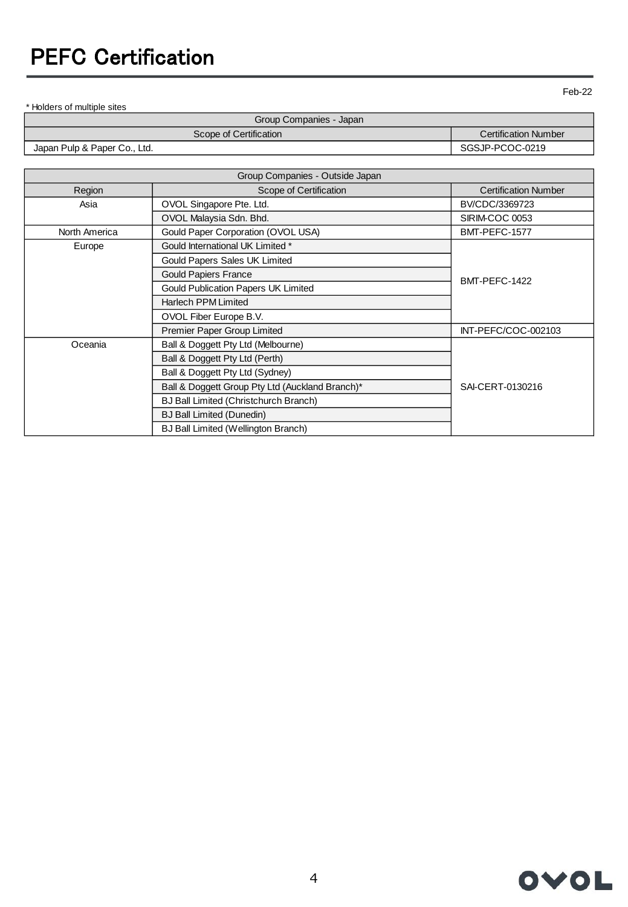# PEFC Certification

Feb-22

* Holders of multiple sites

| Group Companies - Japan | |
|---|---|
| Scope of Certification | Certification Number |
| Japan Pulp & Paper Co., Ltd. | SGSJP-PCOC-0219 |

| Group Companies - Outside Japan | | |
|---|---|---|
| Region | Scope of Certification | Certification Number |
| Asia | OVOL Singapore Pte. Ltd. | BV/CDC/3369723 |
| | OVOL Malaysia Sdn. Bhd. | SIRIM-COC 0053 |
| North America | Gould Paper Corporation (OVOL USA) | BMT-PEFC-1577 |
| Europe | Gould International UK Limited * | BMT-PEFC-1422 |
| | Gould Papers Sales UK Limited | |
| | Gould Papiers France | |
| | Gould Publication Papers UK Limited | |
| | Harlech PPM Limited | |
| | OVOL Fiber Europe B.V. | |
| | Premier Paper Group Limited | INT-PEFC/COC-002103 |
| Oceania | Ball & Doggett Pty Ltd (Melbourne) | SAI-CERT-0130216 |
| | Ball & Doggett Pty Ltd (Perth) | |
| | Ball & Doggett Pty Ltd (Sydney) | |
| | Ball & Doggett Group Pty Ltd (Auckland Branch)* | |
| | BJ Ball Limited (Christchurch Branch) | |
| | BJ Ball Limited (Dunedin) | |
| | BJ Ball Limited (Wellington Branch) | |